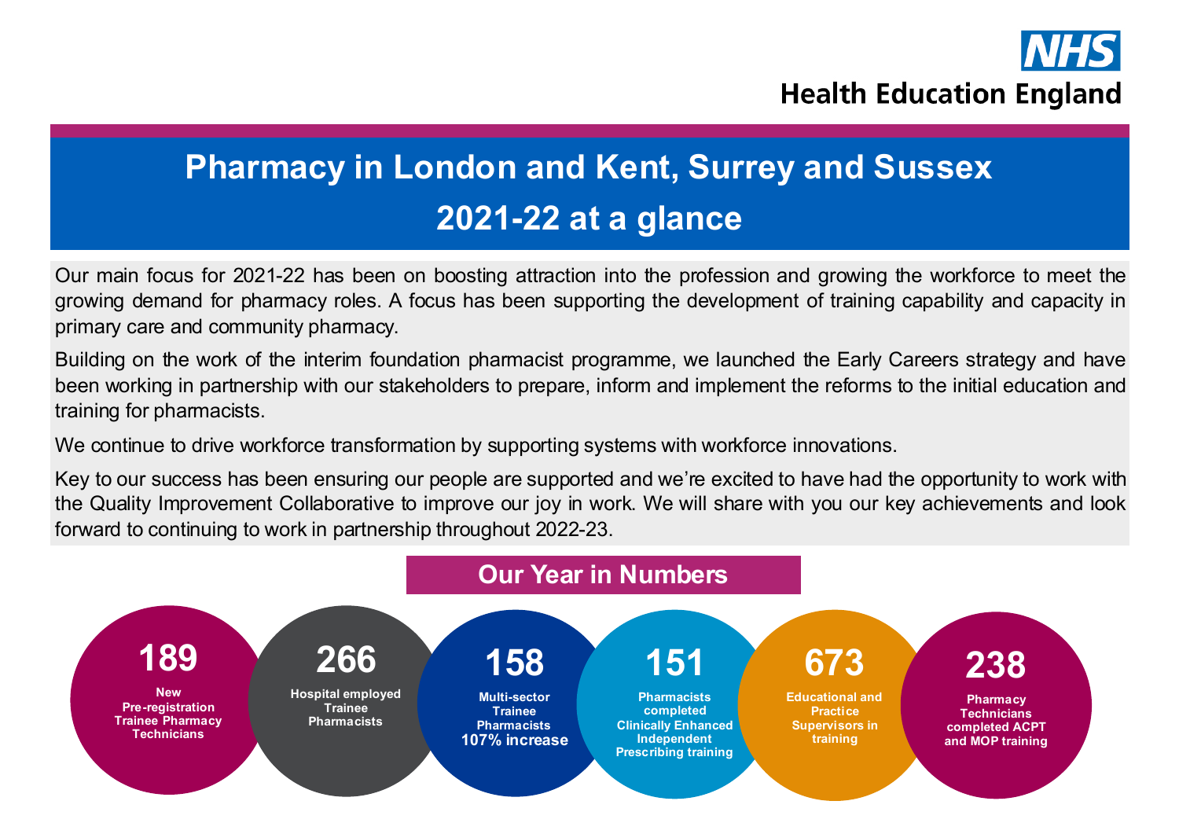Health Education England

# Pharmacy in London and Kent, Surrey and Sussex
# 2021-22 at a glance

Our main focus for 2021-22 has been on boosting attraction into the profession and growing the workforce to meet the growing demand for pharmacy roles. A focus has been supporting the development of training capability and capacity in primary care and community pharmacy.

Building on the work of the interim foundation pharmacist programme, we launched the Early Careers strategy and have been working in partnership with our stakeholders to prepare, inform and implement the reforms to the initial education and training for pharmacists.

We continue to drive workforce transformation by supporting systems with workforce innovations.

Key to our success has been ensuring our people are supported and we're excited to have had the opportunity to work with the Quality Improvement Collaborative to improve our joy in work. We will share with you our key achievements and look forward to continuing to work in partnership throughout 2022-23.

## Our Year in Numbers

- **189** New Pre-registration Trainee Pharmacy Technicians
- **266** Hospital employed Trainee Pharmacists
- **158** Multi-sector Trainee Pharmacists **107% increase**
- **151** Pharmacists completed Clinically Enhanced Independent Prescribing training
- **673** Educational and Practice Supervisors in training
- **238** Pharmacy Technicians completed ACPT and MOP training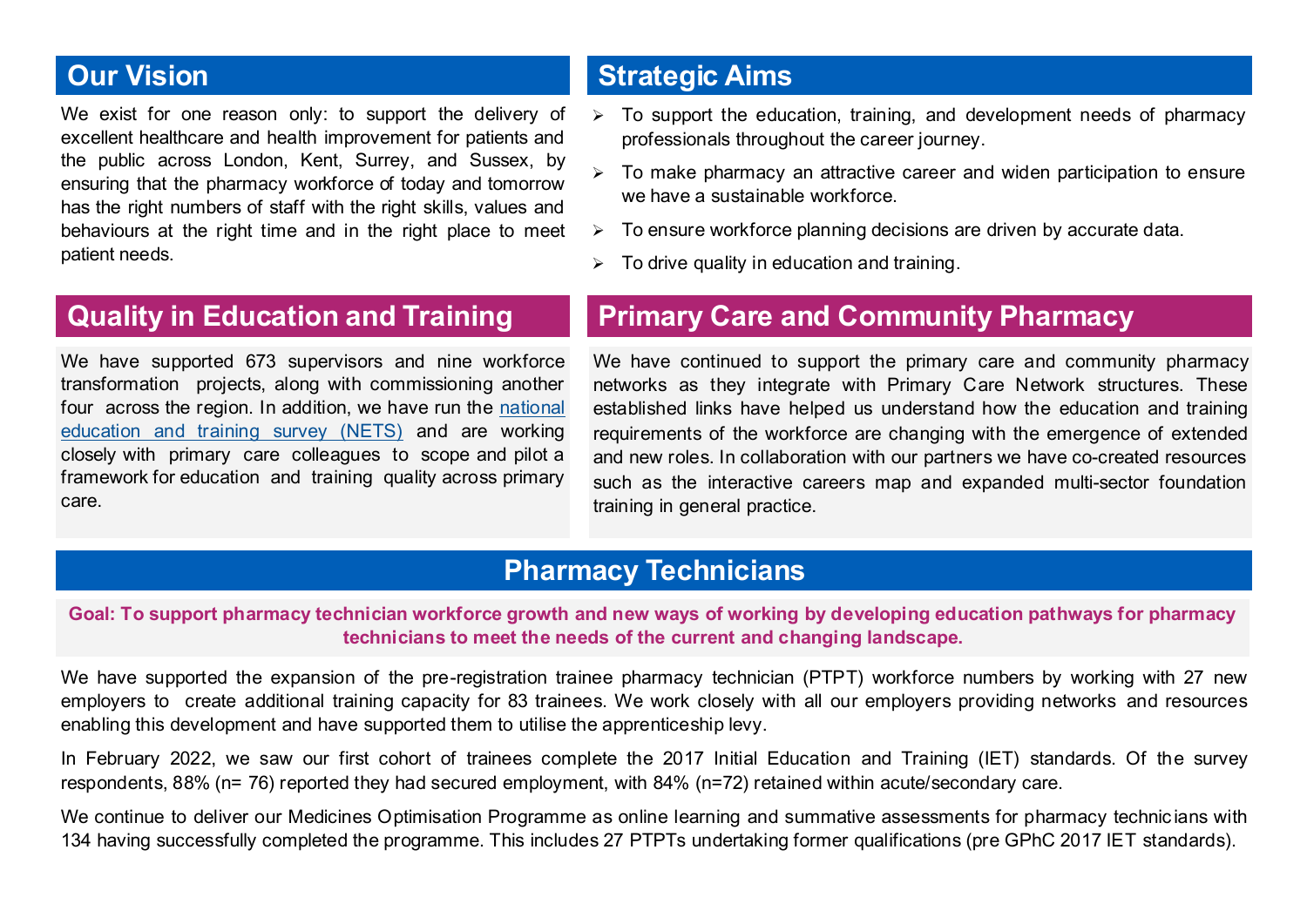## Our Vision

We exist for one reason only: to support the delivery of excellent healthcare and health improvement for patients and the public across London, Kent, Surrey, and Sussex, by ensuring that the pharmacy workforce of today and tomorrow has the right numbers of staff with the right skills, values and behaviours at the right time and in the right place to meet patient needs.

## Strategic Aims

- To support the education, training, and development needs of pharmacy professionals throughout the career journey.
- To make pharmacy an attractive career and widen participation to ensure we have a sustainable workforce.
- To ensure workforce planning decisions are driven by accurate data.
- To drive quality in education and training.

## Quality in Education and Training

We have supported 673 supervisors and nine workforce transformation projects, along with commissioning another four across the region. In addition, we have run the national education and training survey (NETS) and are working closely with primary care colleagues to scope and pilot a framework for education and training quality across primary care.

## Primary Care and Community Pharmacy

We have continued to support the primary care and community pharmacy networks as they integrate with Primary Care Network structures. These established links have helped us understand how the education and training requirements of the workforce are changing with the emergence of extended and new roles. In collaboration with our partners we have co-created resources such as the interactive careers map and expanded multi-sector foundation training in general practice.

## Pharmacy Technicians

**Goal: To support pharmacy technician workforce growth and new ways of working by developing education pathways for pharmacy technicians to meet the needs of the current and changing landscape.**

We have supported the expansion of the pre-registration trainee pharmacy technician (PTPT) workforce numbers by working with 27 new employers to create additional training capacity for 83 trainees. We work closely with all our employers providing networks and resources enabling this development and have supported them to utilise the apprenticeship levy.

In February 2022, we saw our first cohort of trainees complete the 2017 Initial Education and Training (IET) standards. Of the survey respondents, 88% (n= 76) reported they had secured employment, with 84% (n=72) retained within acute/secondary care.

We continue to deliver our Medicines Optimisation Programme as online learning and summative assessments for pharmacy technicians with 134 having successfully completed the programme. This includes 27 PTPTs undertaking former qualifications (pre GPhC 2017 IET standards).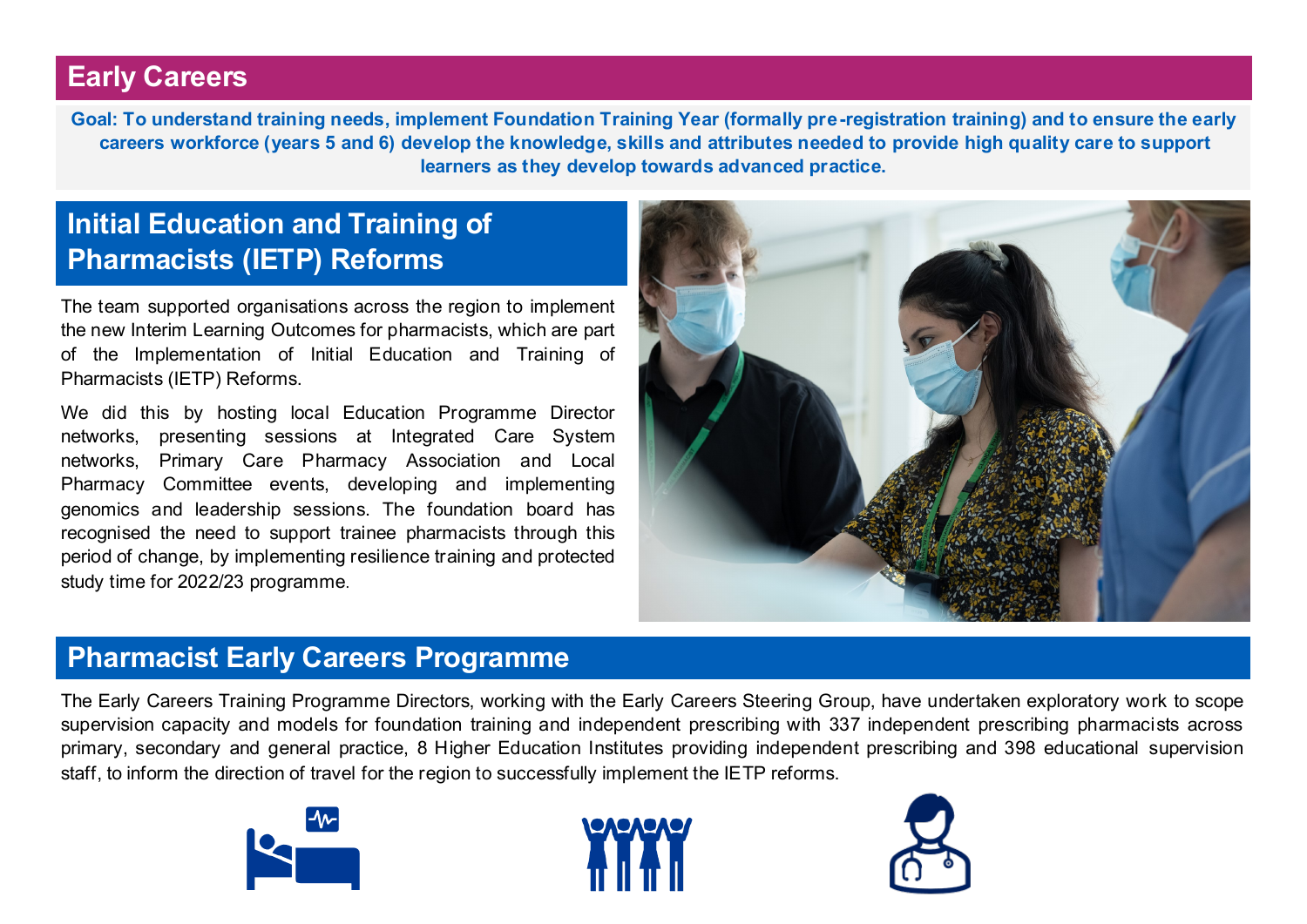## Early Careers

**Goal: To understand training needs, implement Foundation Training Year (formally pre-registration training) and to ensure the early careers workforce (years 5 and 6) develop the knowledge, skills and attributes needed to provide high quality care to support learners as they develop towards advanced practice.**

### Initial Education and Training of Pharmacists (IETP) Reforms

The team supported organisations across the region to implement the new Interim Learning Outcomes for pharmacists, which are part of the Implementation of Initial Education and Training of Pharmacists (IETP) Reforms.

We did this by hosting local Education Programme Director networks, presenting sessions at Integrated Care System networks, Primary Care Pharmacy Association and Local Pharmacy Committee events, developing and implementing genomics and leadership sessions. The foundation board has recognised the need to support trainee pharmacists through this period of change, by implementing resilience training and protected study time for 2022/23 programme.

### Pharmacist Early Careers Programme

The Early Careers Training Programme Directors, working with the Early Careers Steering Group, have undertaken exploratory work to scope supervision capacity and models for foundation training and independent prescribing with 337 independent prescribing pharmacists across primary, secondary and general practice, 8 Higher Education Institutes providing independent prescribing and 398 educational supervision staff, to inform the direction of travel for the region to successfully implement the IETP reforms.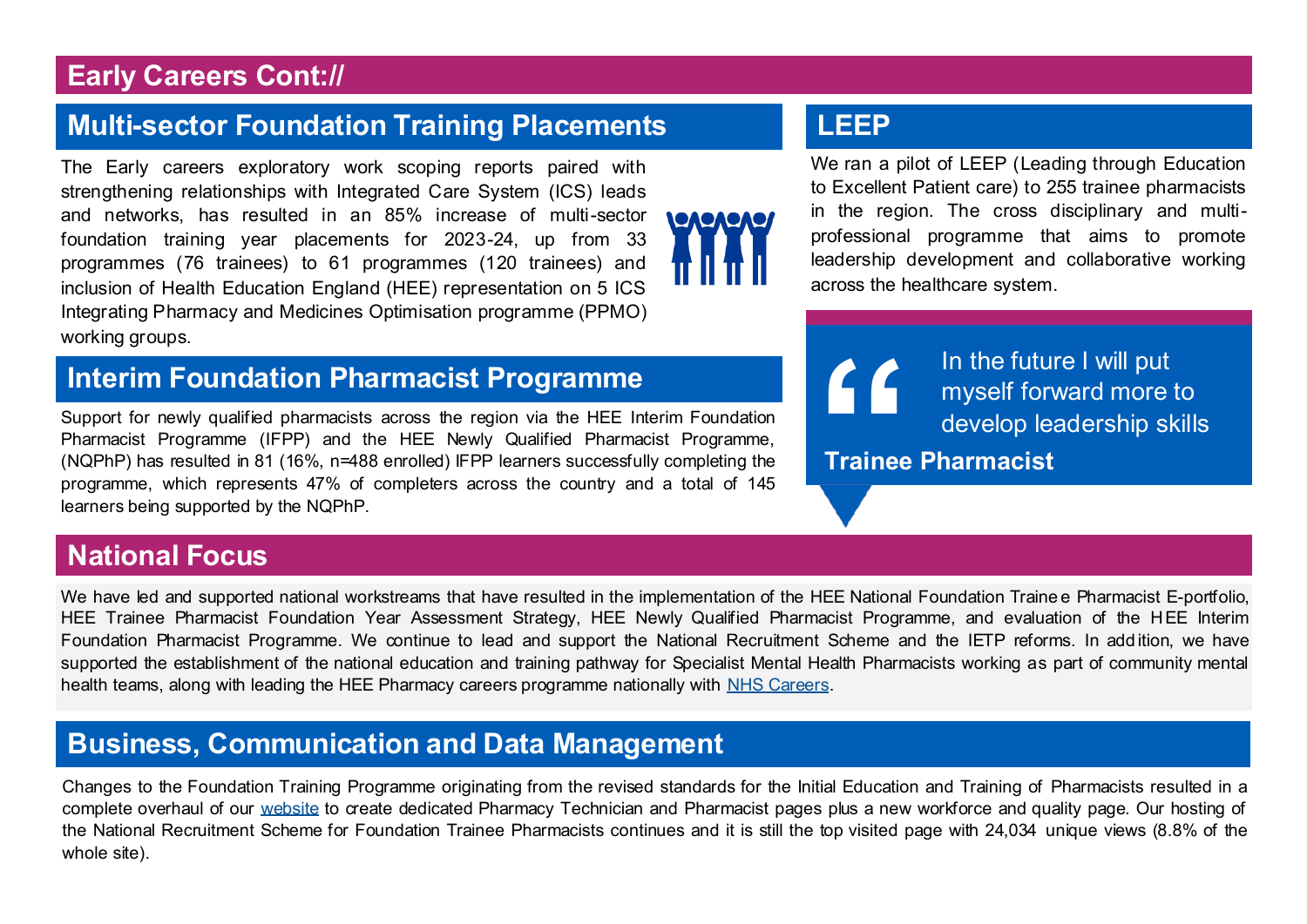# Early Careers Cont://

## Multi-sector Foundation Training Placements

The Early careers exploratory work scoping reports paired with strengthening relationships with Integrated Care System (ICS) leads and networks, has resulted in an 85% increase of multi-sector foundation training year placements for 2023-24, up from 33 programmes (76 trainees) to 61 programmes (120 trainees) and inclusion of Health Education England (HEE) representation on 5 ICS Integrating Pharmacy and Medicines Optimisation programme (PPMO) working groups.

## Interim Foundation Pharmacist Programme

Support for newly qualified pharmacists across the region via the HEE Interim Foundation Pharmacist Programme (IFPP) and the HEE Newly Qualified Pharmacist Programme, (NQPhP) has resulted in 81 (16%, n=488 enrolled) IFPP learners successfully completing the programme, which represents 47% of completers across the country and a total of 145 learners being supported by the NQPhP.

## LEEP

We ran a pilot of LEEP (Leading through Education to Excellent Patient care) to 255 trainee pharmacists in the region. The cross disciplinary and multi-professional programme that aims to promote leadership development and collaborative working across the healthcare system.

> In the future I will put myself forward more to develop leadership skills
>
> **Trainee Pharmacist**

## National Focus

We have led and supported national workstreams that have resulted in the implementation of the HEE National Foundation Trainee Pharmacist E-portfolio, HEE Trainee Pharmacist Foundation Year Assessment Strategy, HEE Newly Qualified Pharmacist Programme, and evaluation of the HEE Interim Foundation Pharmacist Programme. We continue to lead and support the National Recruitment Scheme and the IETP reforms. In addition, we have supported the establishment of the national education and training pathway for Specialist Mental Health Pharmacists working as part of community mental health teams, along with leading the HEE Pharmacy careers programme nationally with NHS Careers.

## Business, Communication and Data Management

Changes to the Foundation Training Programme originating from the revised standards for the Initial Education and Training of Pharmacists resulted in a complete overhaul of our website to create dedicated Pharmacy Technician and Pharmacist pages plus a new workforce and quality page. Our hosting of the National Recruitment Scheme for Foundation Trainee Pharmacists continues and it is still the top visited page with 24,034 unique views (8.8% of the whole site).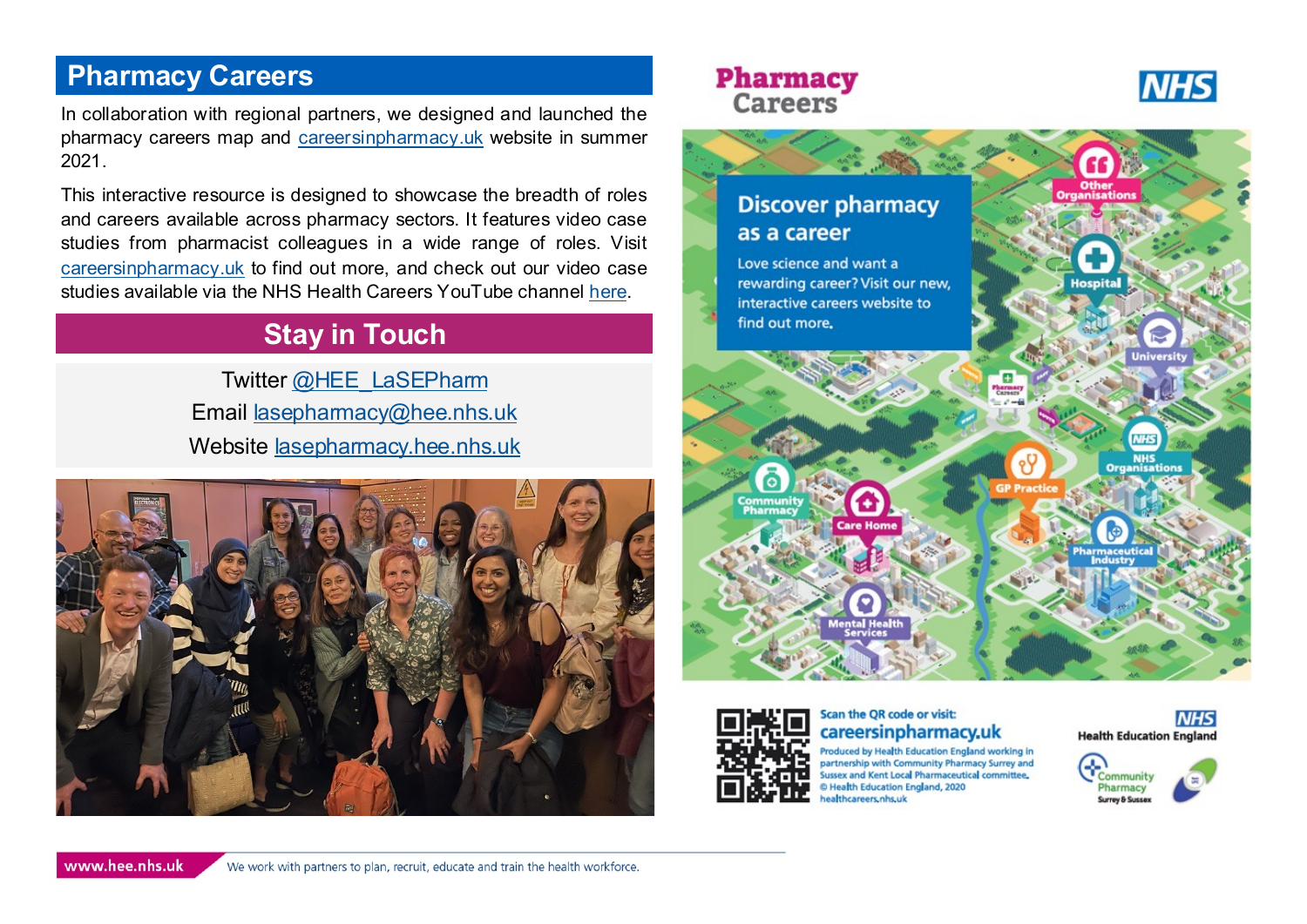## Pharmacy Careers

In collaboration with regional partners, we designed and launched the pharmacy careers map and careersinpharmacy.uk website in summer 2021.

This interactive resource is designed to showcase the breadth of roles and careers available across pharmacy sectors. It features video case studies from pharmacist colleagues in a wide range of roles. Visit careersinpharmacy.uk to find out more, and check out our video case studies available via the NHS Health Careers YouTube channel here.

## Stay in Touch

Twitter @HEE_LaSEPharm
Email lasepharmacy@hee.nhs.uk
Website lasepharmacy.hee.nhs.uk

**Pharmacy Careers**

NHS

**Discover pharmacy as a career**

Love science and want a rewarding career? Visit our new, interactive careers website to find out more.

Other Organisations
Hospital
University
NHS Organisations
GP Practice
Community Pharmacy
Care Home
Pharmaceutical Industry
Mental Health Services

Scan the QR code or visit:
**careersinpharmacy.uk**

Produced by Health Education England working in partnership with Community Pharmacy Surrey and Sussex and Kent Local Pharmaceutical committee.
© Health Education England, 2020
healthcareers.nhs.uk

NHS Health Education England

Community Pharmacy Surrey & Sussex